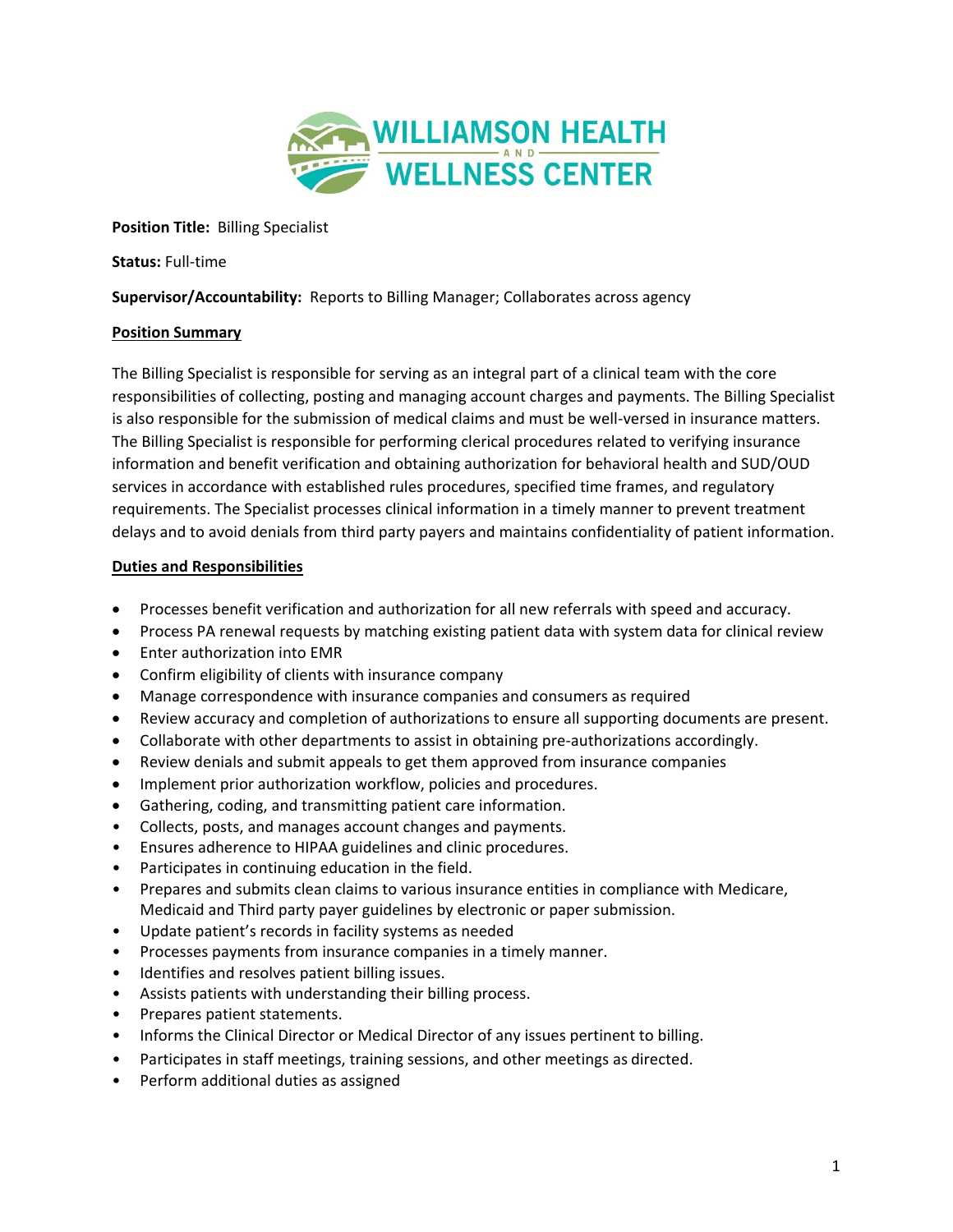WILLIAMSON HEALTH AND WELLNESS CENTER

**Position Title:** Billing Specialist

**Status:** Full-time

**Supervisor/Accountability:** Reports to Billing Manager; Collaborates across agency

## Position Summary

The Billing Specialist is responsible for serving as an integral part of a clinical team with the core responsibilities of collecting, posting and managing account charges and payments. The Billing Specialist is also responsible for the submission of medical claims and must be well-versed in insurance matters. The Billing Specialist is responsible for performing clerical procedures related to verifying insurance information and benefit verification and obtaining authorization for behavioral health and SUD/OUD services in accordance with established rules procedures, specified time frames, and regulatory requirements. The Specialist processes clinical information in a timely manner to prevent treatment delays and to avoid denials from third party payers and maintains confidentiality of patient information.

## Duties and Responsibilities

- Processes benefit verification and authorization for all new referrals with speed and accuracy.
- Process PA renewal requests by matching existing patient data with system data for clinical review
- Enter authorization into EMR
- Confirm eligibility of clients with insurance company
- Manage correspondence with insurance companies and consumers as required
- Review accuracy and completion of authorizations to ensure all supporting documents are present.
- Collaborate with other departments to assist in obtaining pre-authorizations accordingly.
- Review denials and submit appeals to get them approved from insurance companies
- Implement prior authorization workflow, policies and procedures.
- Gathering, coding, and transmitting patient care information.
- Collects, posts, and manages account changes and payments.
- Ensures adherence to HIPAA guidelines and clinic procedures.
- Participates in continuing education in the field.
- Prepares and submits clean claims to various insurance entities in compliance with Medicare, Medicaid and Third party payer guidelines by electronic or paper submission.
- Update patient's records in facility systems as needed
- Processes payments from insurance companies in a timely manner.
- Identifies and resolves patient billing issues.
- Assists patients with understanding their billing process.
- Prepares patient statements.
- Informs the Clinical Director or Medical Director of any issues pertinent to billing.
- Participates in staff meetings, training sessions, and other meetings as directed.
- Perform additional duties as assigned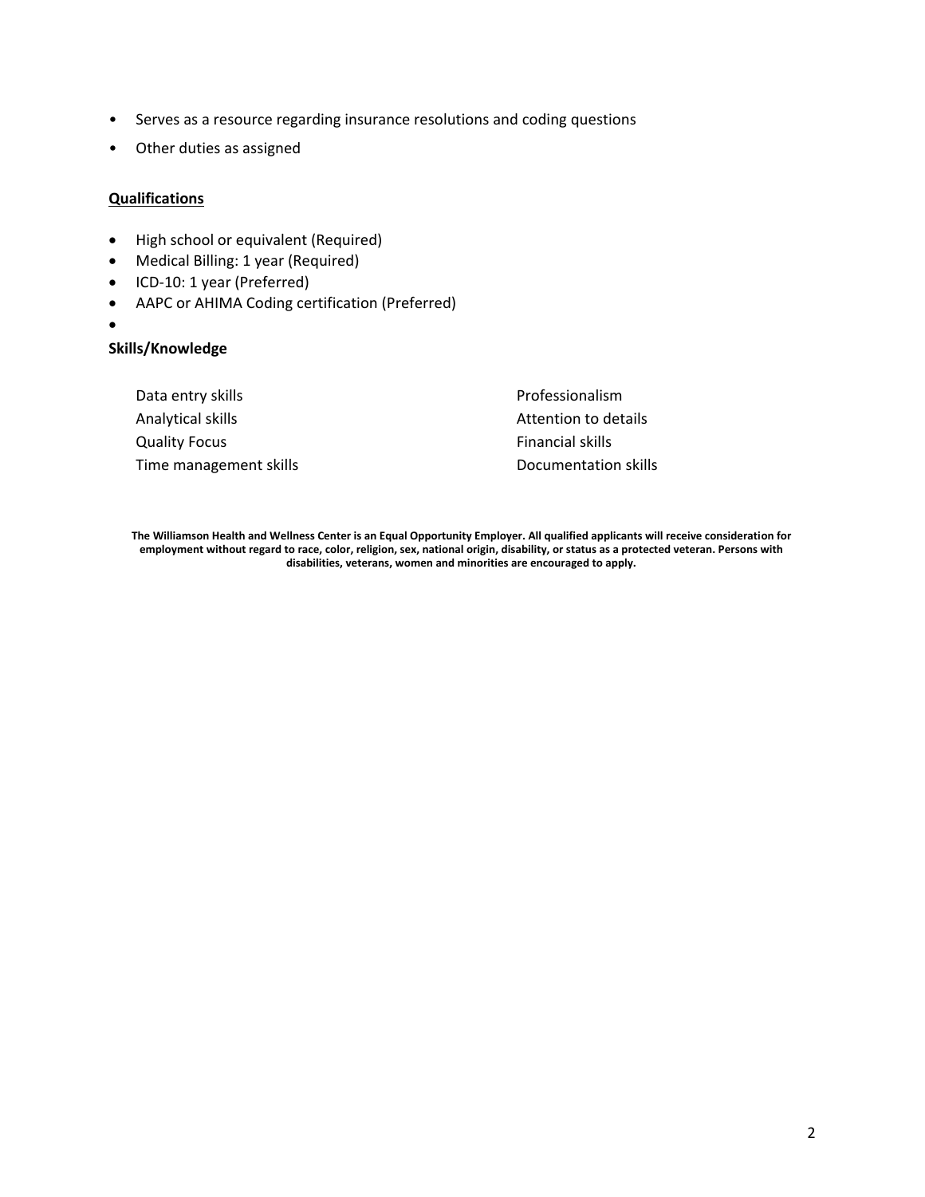- Serves as a resource regarding insurance resolutions and coding questions
- Other duties as assigned

## Qualifications

- High school or equivalent (Required)
- Medical Billing: 1 year (Required)
- ICD-10: 1 year (Preferred)
- AAPC or AHIMA Coding certification (Preferred)

## Skills/Knowledge

| | |
|---|---|
| Data entry skills | Professionalism |
| Analytical skills | Attention to details |
| Quality Focus | Financial skills |
| Time management skills | Documentation skills |

**The Williamson Health and Wellness Center is an Equal Opportunity Employer. All qualified applicants will receive consideration for employment without regard to race, color, religion, sex, national origin, disability, or status as a protected veteran. Persons with disabilities, veterans, women and minorities are encouraged to apply.**